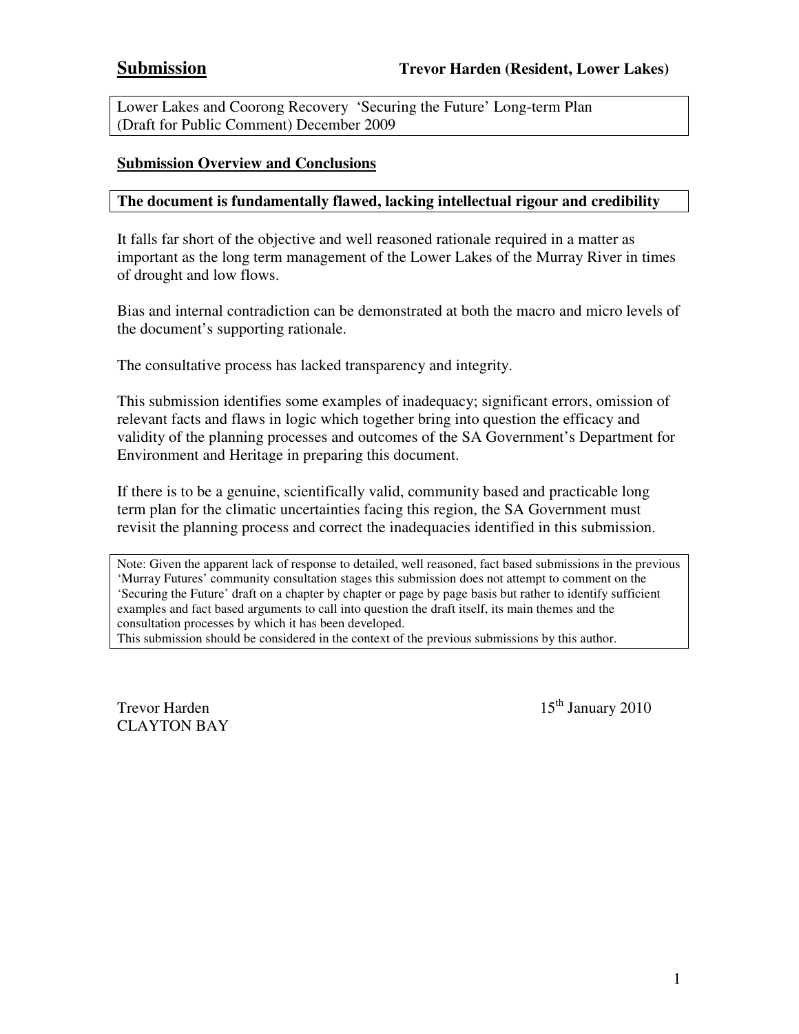# Submission

**Trevor Harden (Resident, Lower Lakes)**

Lower Lakes and Coorong Recovery 'Securing the Future' Long-term Plan (Draft for Public Comment) December 2009

## Submission Overview and Conclusions

**The document is fundamentally flawed, lacking intellectual rigour and credibility**

It falls far short of the objective and well reasoned rationale required in a matter as important as the long term management of the Lower Lakes of the Murray River in times of drought and low flows.

Bias and internal contradiction can be demonstrated at both the macro and micro levels of the document's supporting rationale.

The consultative process has lacked transparency and integrity.

This submission identifies some examples of inadequacy; significant errors, omission of relevant facts and flaws in logic which together bring into question the efficacy and validity of the planning processes and outcomes of the SA Government's Department for Environment and Heritage in preparing this document.

If there is to be a genuine, scientifically valid, community based and practicable long term plan for the climatic uncertainties facing this region, the SA Government must revisit the planning process and correct the inadequacies identified in this submission.

Note: Given the apparent lack of response to detailed, well reasoned, fact based submissions in the previous 'Murray Futures' community consultation stages this submission does not attempt to comment on the 'Securing the Future' draft on a chapter by chapter or page by page basis but rather to identify sufficient examples and fact based arguments to call into question the draft itself, its main themes and the consultation processes by which it has been developed.
This submission should be considered in the context of the previous submissions by this author.

Trevor Harden
CLAYTON BAY

15th January 2010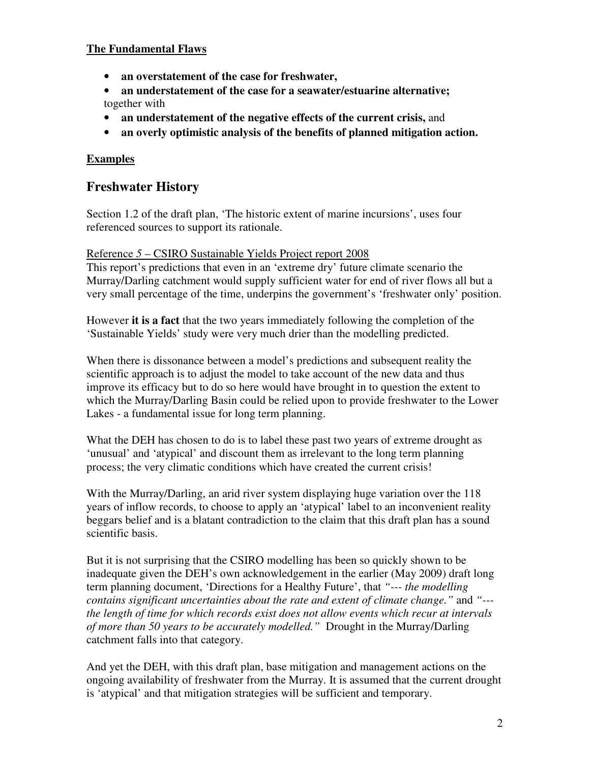**The Fundamental Flaws**

- **an overstatement of the case for freshwater,**
- **an understatement of the case for a seawater/estuarine alternative;**

together with

- **an understatement of the negative effects of the current crisis,** and
- **an overly optimistic analysis of the benefits of planned mitigation action.**

**Examples**

## Freshwater History

Section 1.2 of the draft plan, 'The historic extent of marine incursions', uses four referenced sources to support its rationale.

Reference 5 – CSIRO Sustainable Yields Project report 2008

This report's predictions that even in an 'extreme dry' future climate scenario the Murray/Darling catchment would supply sufficient water for end of river flows all but a very small percentage of the time, underpins the government's 'freshwater only' position.

However **it is a fact** that the two years immediately following the completion of the 'Sustainable Yields' study were very much drier than the modelling predicted.

When there is dissonance between a model's predictions and subsequent reality the scientific approach is to adjust the model to take account of the new data and thus improve its efficacy but to do so here would have brought in to question the extent to which the Murray/Darling Basin could be relied upon to provide freshwater to the Lower Lakes - a fundamental issue for long term planning.

What the DEH has chosen to do is to label these past two years of extreme drought as 'unusual' and 'atypical' and discount them as irrelevant to the long term planning process; the very climatic conditions which have created the current crisis!

With the Murray/Darling, an arid river system displaying huge variation over the 118 years of inflow records, to choose to apply an 'atypical' label to an inconvenient reality beggars belief and is a blatant contradiction to the claim that this draft plan has a sound scientific basis.

But it is not surprising that the CSIRO modelling has been so quickly shown to be inadequate given the DEH's own acknowledgement in the earlier (May 2009) draft long term planning document, 'Directions for a Healthy Future', that *"--- the modelling contains significant uncertainties about the rate and extent of climate change."* and *"--- the length of time for which records exist does not allow events which recur at intervals of more than 50 years to be accurately modelled."* Drought in the Murray/Darling catchment falls into that category.

And yet the DEH, with this draft plan, base mitigation and management actions on the ongoing availability of freshwater from the Murray. It is assumed that the current drought is 'atypical' and that mitigation strategies will be sufficient and temporary.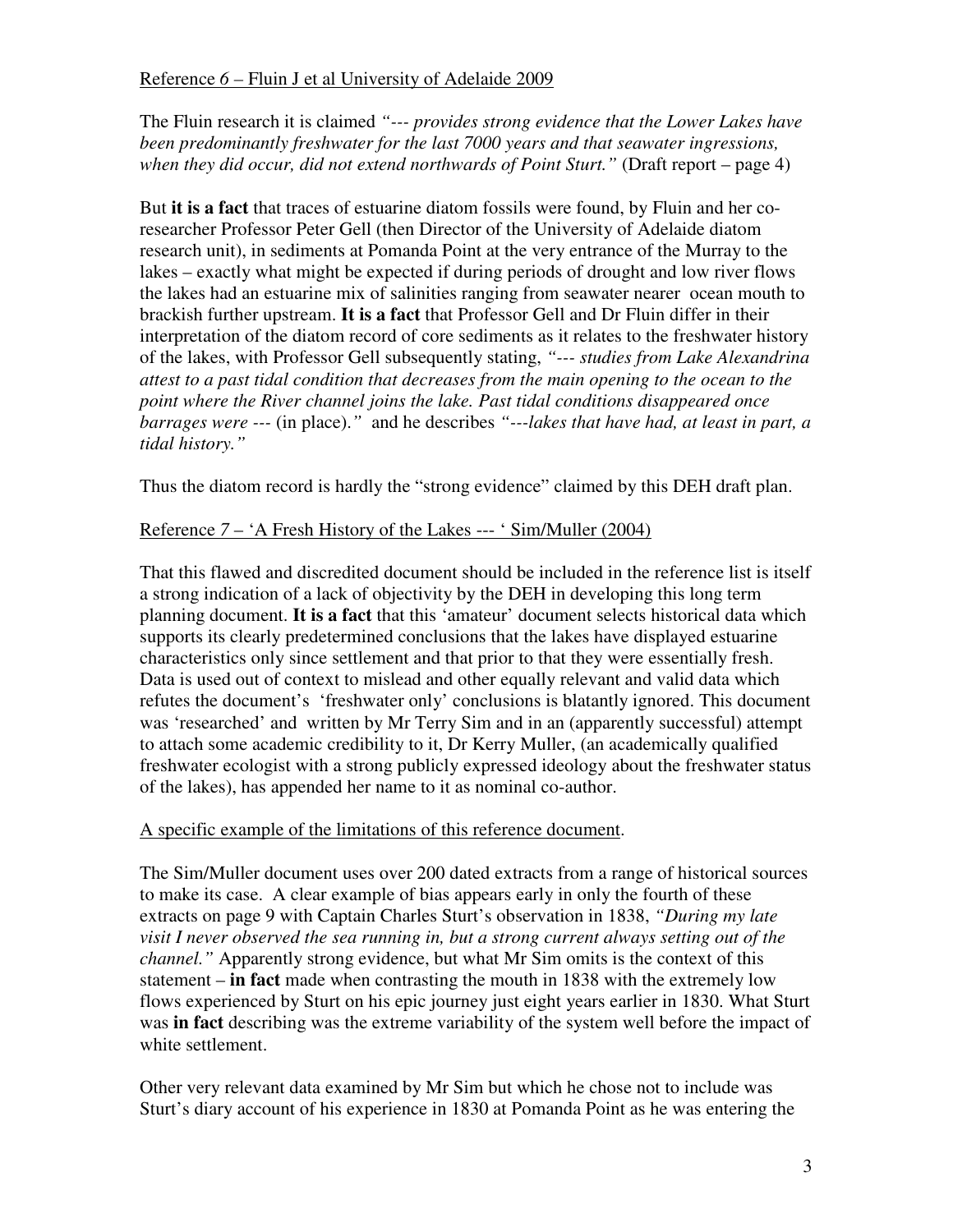<u>Reference *6* – Fluin J et al University of Adelaide 2009</u>

The Fluin research it is claimed *"--- provides strong evidence that the Lower Lakes have been predominantly freshwater for the last 7000 years and that seawater ingressions, when they did occur, did not extend northwards of Point Sturt."* (Draft report – page 4)

But **it is a fact** that traces of estuarine diatom fossils were found, by Fluin and her co-researcher Professor Peter Gell (then Director of the University of Adelaide diatom research unit), in sediments at Pomanda Point at the very entrance of the Murray to the lakes – exactly what might be expected if during periods of drought and low river flows the lakes had an estuarine mix of salinities ranging from seawater nearer ocean mouth to brackish further upstream. **It is a fact** that Professor Gell and Dr Fluin differ in their interpretation of the diatom record of core sediments as it relates to the freshwater history of the lakes, with Professor Gell subsequently stating, *"--- studies from Lake Alexandrina attest to a past tidal condition that decreases from the main opening to the ocean to the point where the River channel joins the lake. Past tidal conditions disappeared once barrages were* --- (in place).*"* and he describes *"---lakes that have had, at least in part, a tidal history."*

Thus the diatom record is hardly the "strong evidence" claimed by this DEH draft plan.

<u>Reference *7* – 'A Fresh History of the Lakes --- ' Sim/Muller (2004)</u>

That this flawed and discredited document should be included in the reference list is itself a strong indication of a lack of objectivity by the DEH in developing this long term planning document. **It is a fact** that this 'amateur' document selects historical data which supports its clearly predetermined conclusions that the lakes have displayed estuarine characteristics only since settlement and that prior to that they were essentially fresh. Data is used out of context to mislead and other equally relevant and valid data which refutes the document's 'freshwater only' conclusions is blatantly ignored. This document was 'researched' and written by Mr Terry Sim and in an (apparently successful) attempt to attach some academic credibility to it, Dr Kerry Muller, (an academically qualified freshwater ecologist with a strong publicly expressed ideology about the freshwater status of the lakes), has appended her name to it as nominal co-author.

<u>A specific example of the limitations of this reference document</u>.

The Sim/Muller document uses over 200 dated extracts from a range of historical sources to make its case. A clear example of bias appears early in only the fourth of these extracts on page 9 with Captain Charles Sturt's observation in 1838, *"During my late visit I never observed the sea running in, but a strong current always setting out of the channel."* Apparently strong evidence, but what Mr Sim omits is the context of this statement – **in fact** made when contrasting the mouth in 1838 with the extremely low flows experienced by Sturt on his epic journey just eight years earlier in 1830. What Sturt was **in fact** describing was the extreme variability of the system well before the impact of white settlement.

Other very relevant data examined by Mr Sim but which he chose not to include was Sturt's diary account of his experience in 1830 at Pomanda Point as he was entering the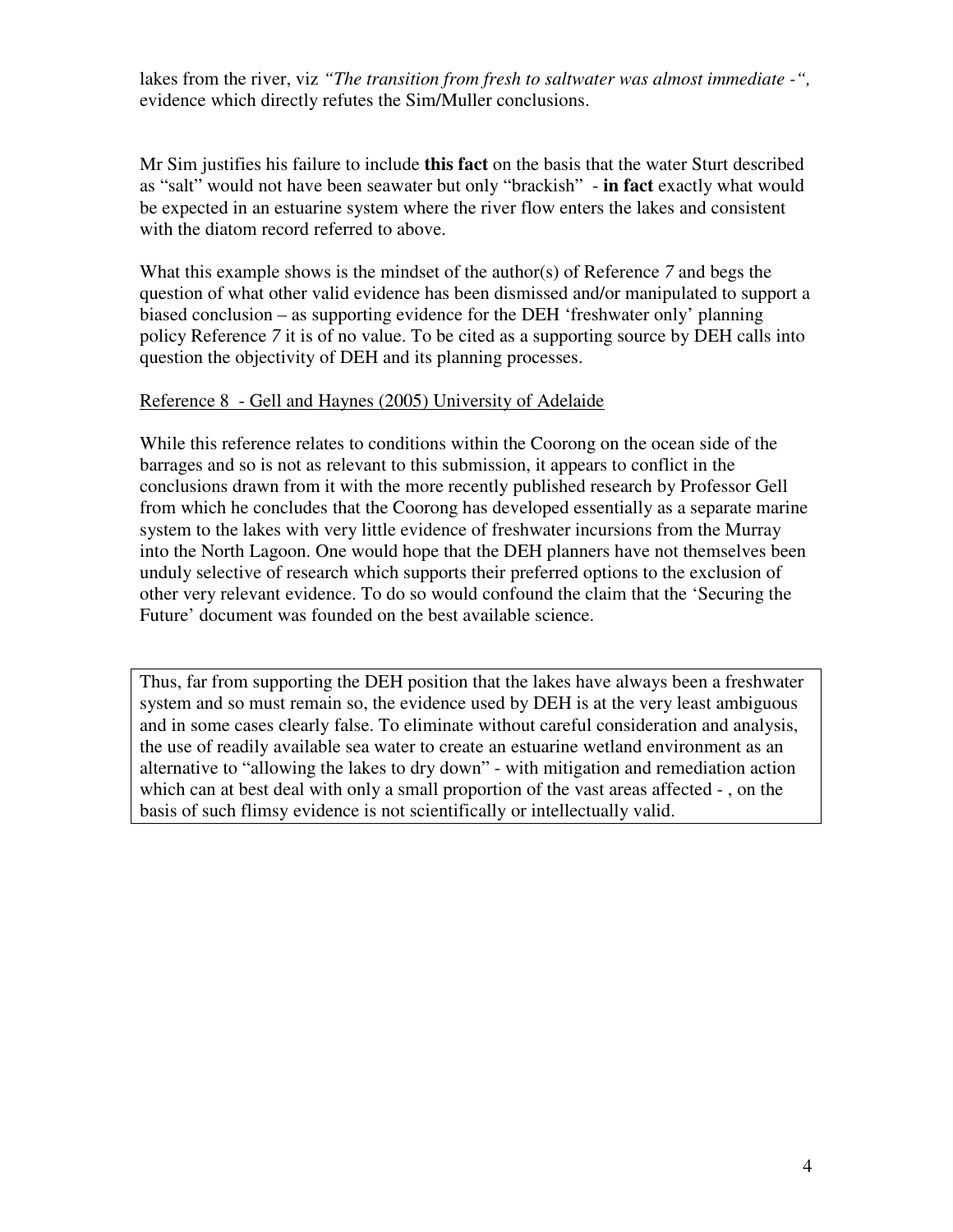lakes from the river, viz *"The transition from fresh to saltwater was almost immediate -",* evidence which directly refutes the Sim/Muller conclusions.

Mr Sim justifies his failure to include **this fact** on the basis that the water Sturt described as "salt" would not have been seawater but only "brackish" - **in fact** exactly what would be expected in an estuarine system where the river flow enters the lakes and consistent with the diatom record referred to above.

What this example shows is the mindset of the author(s) of Reference *7* and begs the question of what other valid evidence has been dismissed and/or manipulated to support a biased conclusion – as supporting evidence for the DEH 'freshwater only' planning policy Reference *7* it is of no value. To be cited as a supporting source by DEH calls into question the objectivity of DEH and its planning processes.

<u>Reference 8 - Gell and Haynes (2005) University of Adelaide</u>

While this reference relates to conditions within the Coorong on the ocean side of the barrages and so is not as relevant to this submission, it appears to conflict in the conclusions drawn from it with the more recently published research by Professor Gell from which he concludes that the Coorong has developed essentially as a separate marine system to the lakes with very little evidence of freshwater incursions from the Murray into the North Lagoon. One would hope that the DEH planners have not themselves been unduly selective of research which supports their preferred options to the exclusion of other very relevant evidence. To do so would confound the claim that the 'Securing the Future' document was founded on the best available science.

Thus, far from supporting the DEH position that the lakes have always been a freshwater system and so must remain so, the evidence used by DEH is at the very least ambiguous and in some cases clearly false. To eliminate without careful consideration and analysis, the use of readily available sea water to create an estuarine wetland environment as an alternative to "allowing the lakes to dry down" - with mitigation and remediation action which can at best deal with only a small proportion of the vast areas affected - , on the basis of such flimsy evidence is not scientifically or intellectually valid.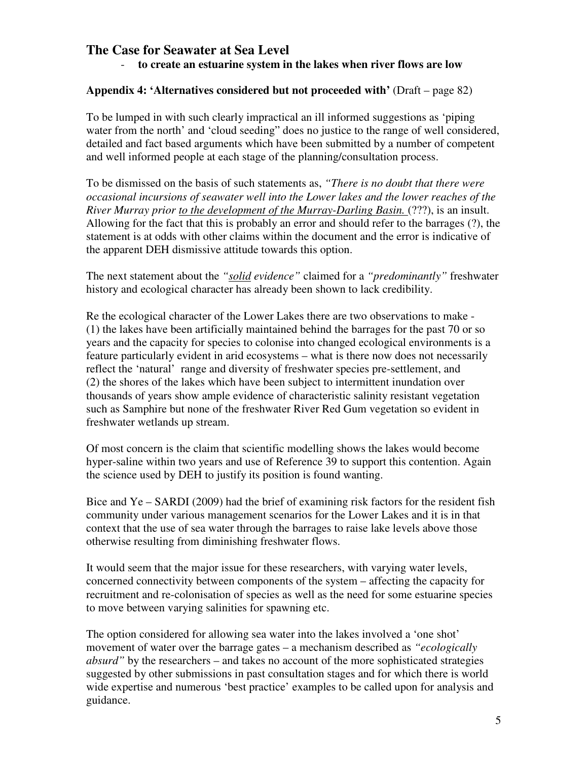## The Case for Seawater at Sea Level

- **to create an estuarine system in the lakes when river flows are low**

**Appendix 4: 'Alternatives considered but not proceeded with'** (Draft – page 82)

To be lumped in with such clearly impractical an ill informed suggestions as 'piping water from the north' and 'cloud seeding" does no justice to the range of well considered, detailed and fact based arguments which have been submitted by a number of competent and well informed people at each stage of the planning/consultation process.

To be dismissed on the basis of such statements as, *"There is no doubt that there were occasional incursions of seawater well into the Lower lakes and the lower reaches of the River Murray prior <u>to the development of the Murray-Darling Basin.</u>* (???), is an insult. Allowing for the fact that this is probably an error and should refer to the barrages (?), the statement is at odds with other claims within the document and the error is indicative of the apparent DEH dismissive attitude towards this option.

The next statement about the *"<u>solid</u> evidence"* claimed for a *"predominantly"* freshwater history and ecological character has already been shown to lack credibility.

Re the ecological character of the Lower Lakes there are two observations to make -
(1) the lakes have been artificially maintained behind the barrages for the past 70 or so years and the capacity for species to colonise into changed ecological environments is a feature particularly evident in arid ecosystems – what is there now does not necessarily reflect the 'natural' range and diversity of freshwater species pre-settlement, and
(2) the shores of the lakes which have been subject to intermittent inundation over thousands of years show ample evidence of characteristic salinity resistant vegetation such as Samphire but none of the freshwater River Red Gum vegetation so evident in freshwater wetlands up stream.

Of most concern is the claim that scientific modelling shows the lakes would become hyper-saline within two years and use of Reference 39 to support this contention. Again the science used by DEH to justify its position is found wanting.

Bice and Ye – SARDI (2009) had the brief of examining risk factors for the resident fish community under various management scenarios for the Lower Lakes and it is in that context that the use of sea water through the barrages to raise lake levels above those otherwise resulting from diminishing freshwater flows.

It would seem that the major issue for these researchers, with varying water levels, concerned connectivity between components of the system – affecting the capacity for recruitment and re-colonisation of species as well as the need for some estuarine species to move between varying salinities for spawning etc.

The option considered for allowing sea water into the lakes involved a 'one shot' movement of water over the barrage gates – a mechanism described as *"ecologically absurd"* by the researchers – and takes no account of the more sophisticated strategies suggested by other submissions in past consultation stages and for which there is world wide expertise and numerous 'best practice' examples to be called upon for analysis and guidance.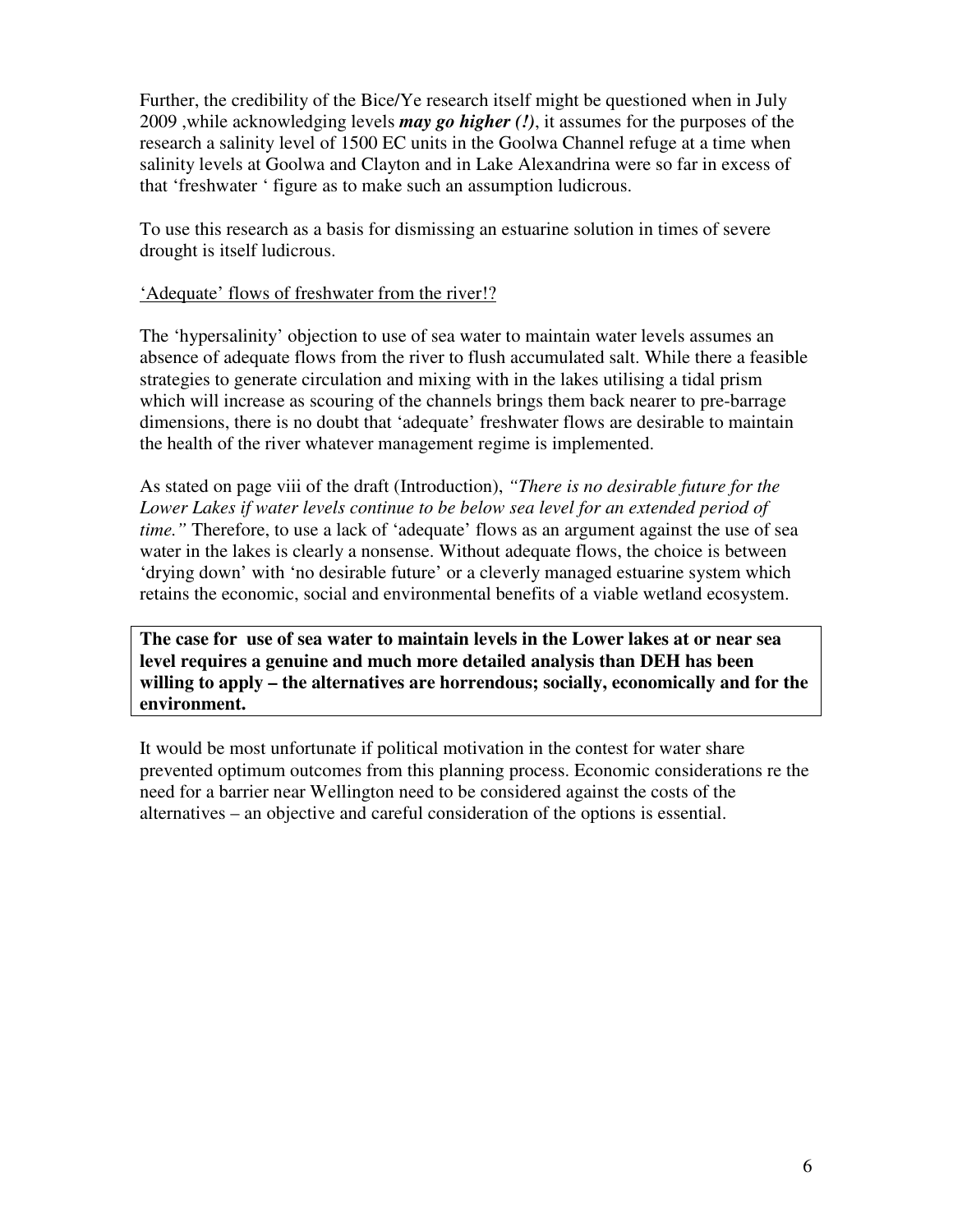Further, the credibility of the Bice/Ye research itself might be questioned when in July 2009 ,while acknowledging levels ***may go higher (!)***, it assumes for the purposes of the research a salinity level of 1500 EC units in the Goolwa Channel refuge at a time when salinity levels at Goolwa and Clayton and in Lake Alexandrina were so far in excess of that 'freshwater ' figure as to make such an assumption ludicrous.

To use this research as a basis for dismissing an estuarine solution in times of severe drought is itself ludicrous.

<u>'Adequate' flows of freshwater from the river!?</u>

The 'hypersalinity' objection to use of sea water to maintain water levels assumes an absence of adequate flows from the river to flush accumulated salt. While there a feasible strategies to generate circulation and mixing with in the lakes utilising a tidal prism which will increase as scouring of the channels brings them back nearer to pre-barrage dimensions, there is no doubt that 'adequate' freshwater flows are desirable to maintain the health of the river whatever management regime is implemented.

As stated on page viii of the draft (Introduction), *"There is no desirable future for the Lower Lakes if water levels continue to be below sea level for an extended period of time."* Therefore, to use a lack of 'adequate' flows as an argument against the use of sea water in the lakes is clearly a nonsense. Without adequate flows, the choice is between 'drying down' with 'no desirable future' or a cleverly managed estuarine system which retains the economic, social and environmental benefits of a viable wetland ecosystem.

**The case for use of sea water to maintain levels in the Lower lakes at or near sea level requires a genuine and much more detailed analysis than DEH has been willing to apply – the alternatives are horrendous; socially, economically and for the environment.**

It would be most unfortunate if political motivation in the contest for water share prevented optimum outcomes from this planning process. Economic considerations re the need for a barrier near Wellington need to be considered against the costs of the alternatives – an objective and careful consideration of the options is essential.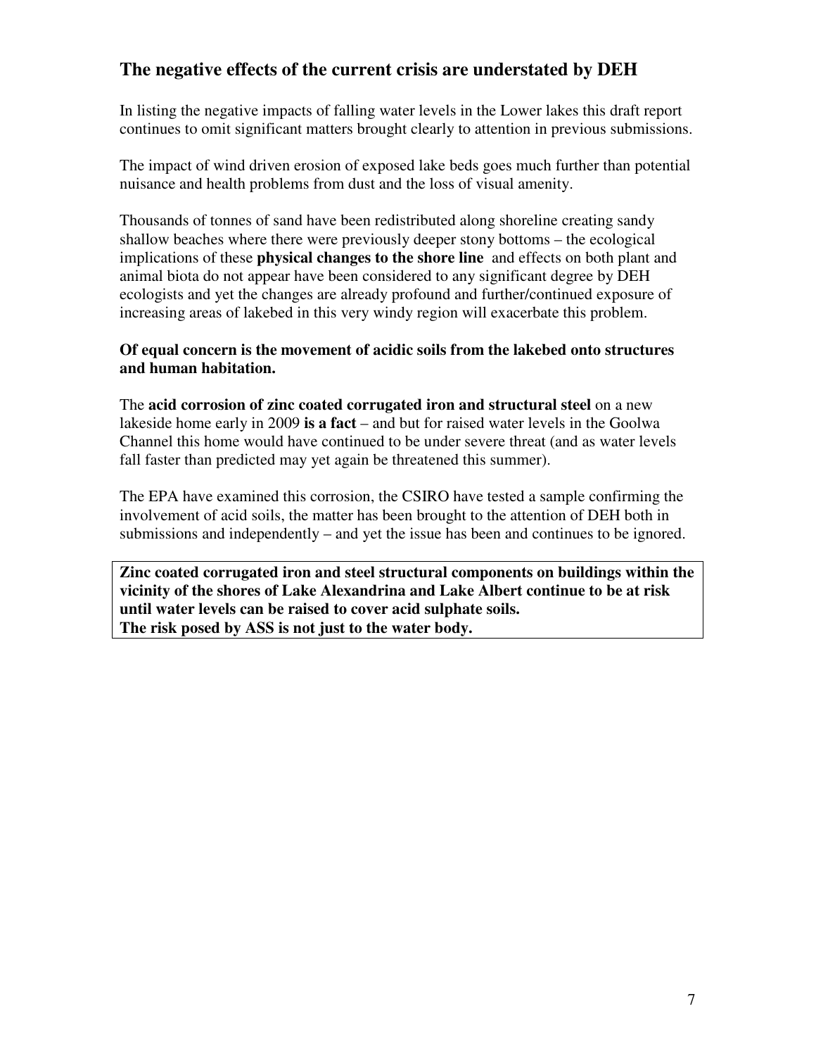## The negative effects of the current crisis are understated by DEH

In listing the negative impacts of falling water levels in the Lower lakes this draft report continues to omit significant matters brought clearly to attention in previous submissions.

The impact of wind driven erosion of exposed lake beds goes much further than potential nuisance and health problems from dust and the loss of visual amenity.

Thousands of tonnes of sand have been redistributed along shoreline creating sandy shallow beaches where there were previously deeper stony bottoms – the ecological implications of these **physical changes to the shore line** and effects on both plant and animal biota do not appear have been considered to any significant degree by DEH ecologists and yet the changes are already profound and further/continued exposure of increasing areas of lakebed in this very windy region will exacerbate this problem.

**Of equal concern is the movement of acidic soils from the lakebed onto structures and human habitation.**

The **acid corrosion of zinc coated corrugated iron and structural steel** on a new lakeside home early in 2009 **is a fact** – and but for raised water levels in the Goolwa Channel this home would have continued to be under severe threat (and as water levels fall faster than predicted may yet again be threatened this summer).

The EPA have examined this corrosion, the CSIRO have tested a sample confirming the involvement of acid soils, the matter has been brought to the attention of DEH both in submissions and independently – and yet the issue has been and continues to be ignored.

**Zinc coated corrugated iron and steel structural components on buildings within the vicinity of the shores of Lake Alexandrina and Lake Albert continue to be at risk until water levels can be raised to cover acid sulphate soils.**
**The risk posed by ASS is not just to the water body.**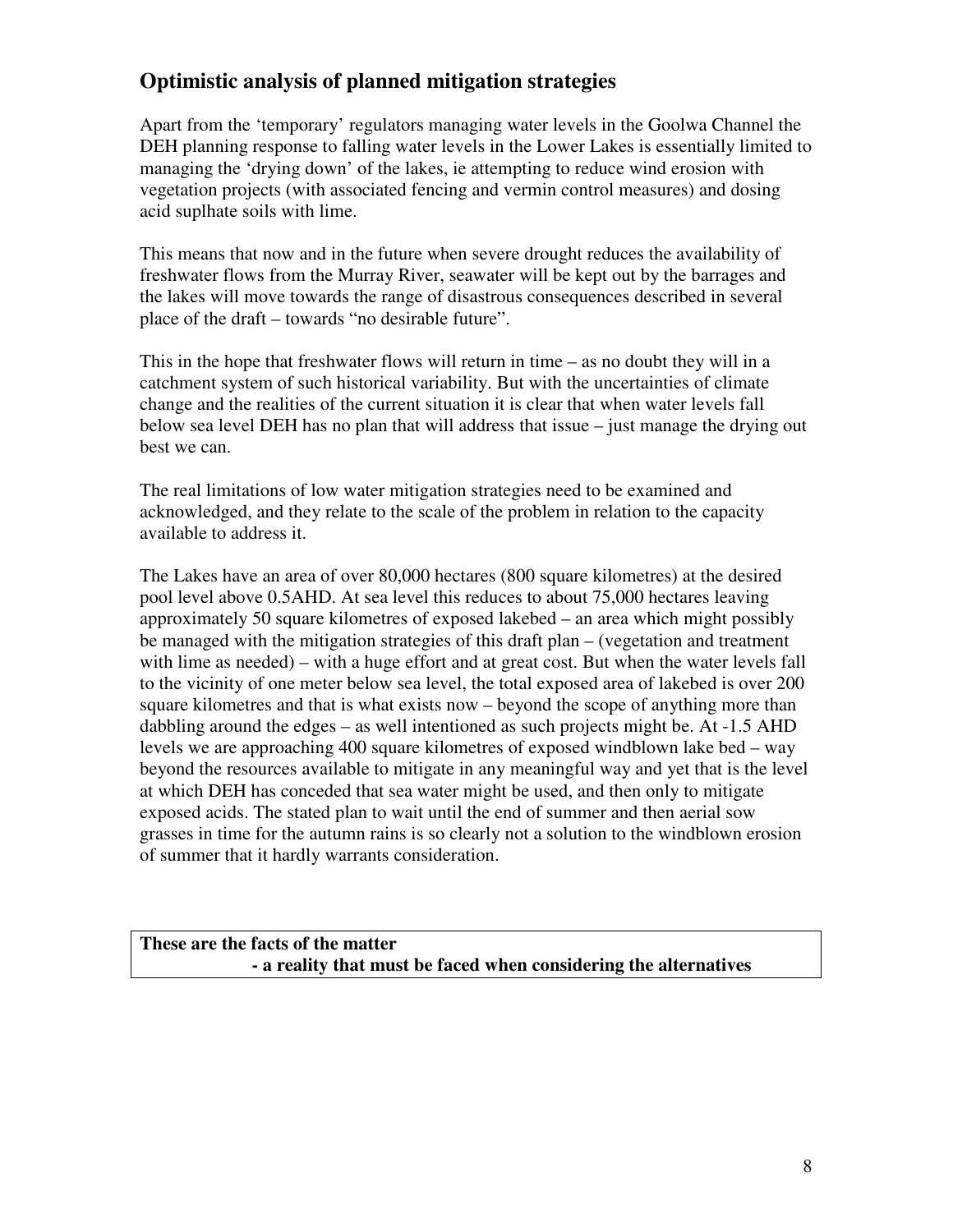## Optimistic analysis of planned mitigation strategies

Apart from the 'temporary' regulators managing water levels in the Goolwa Channel the DEH planning response to falling water levels in the Lower Lakes is essentially limited to managing the 'drying down' of the lakes, ie attempting to reduce wind erosion with vegetation projects (with associated fencing and vermin control measures) and dosing acid suplhate soils with lime.

This means that now and in the future when severe drought reduces the availability of freshwater flows from the Murray River, seawater will be kept out by the barrages and the lakes will move towards the range of disastrous consequences described in several place of the draft – towards "no desirable future".

This in the hope that freshwater flows will return in time – as no doubt they will in a catchment system of such historical variability. But with the uncertainties of climate change and the realities of the current situation it is clear that when water levels fall below sea level DEH has no plan that will address that issue – just manage the drying out best we can.

The real limitations of low water mitigation strategies need to be examined and acknowledged, and they relate to the scale of the problem in relation to the capacity available to address it.

The Lakes have an area of over 80,000 hectares (800 square kilometres) at the desired pool level above 0.5AHD. At sea level this reduces to about 75,000 hectares leaving approximately 50 square kilometres of exposed lakebed – an area which might possibly be managed with the mitigation strategies of this draft plan – (vegetation and treatment with lime as needed) – with a huge effort and at great cost. But when the water levels fall to the vicinity of one meter below sea level, the total exposed area of lakebed is over 200 square kilometres and that is what exists now – beyond the scope of anything more than dabbling around the edges – as well intentioned as such projects might be. At -1.5 AHD levels we are approaching 400 square kilometres of exposed windblown lake bed – way beyond the resources available to mitigate in any meaningful way and yet that is the level at which DEH has conceded that sea water might be used, and then only to mitigate exposed acids. The stated plan to wait until the end of summer and then aerial sow grasses in time for the autumn rains is so clearly not a solution to the windblown erosion of summer that it hardly warrants consideration.

**These are the facts of the matter**
**- a reality that must be faced when considering the alternatives**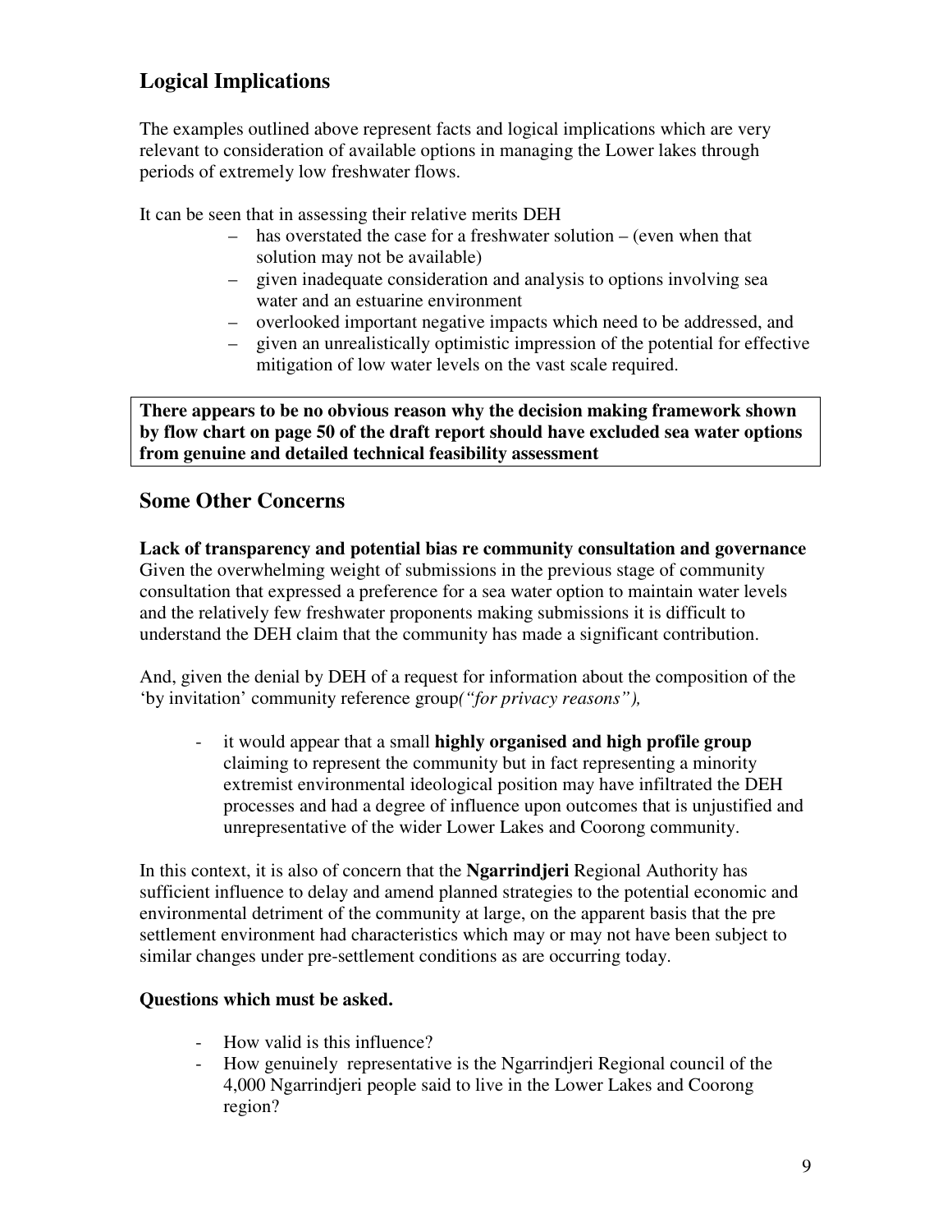## Logical Implications

The examples outlined above represent facts and logical implications which are very relevant to consideration of available options in managing the Lower lakes through periods of extremely low freshwater flows.

It can be seen that in assessing their relative merits DEH

- has overstated the case for a freshwater solution – (even when that solution may not be available)
- given inadequate consideration and analysis to options involving sea water and an estuarine environment
- overlooked important negative impacts which need to be addressed, and
- given an unrealistically optimistic impression of the potential for effective mitigation of low water levels on the vast scale required.

**There appears to be no obvious reason why the decision making framework shown by flow chart on page 50 of the draft report should have excluded sea water options from genuine and detailed technical feasibility assessment**

## Some Other Concerns

**Lack of transparency and potential bias re community consultation and governance**
Given the overwhelming weight of submissions in the previous stage of community consultation that expressed a preference for a sea water option to maintain water levels and the relatively few freshwater proponents making submissions it is difficult to understand the DEH claim that the community has made a significant contribution.

And, given the denial by DEH of a request for information about the composition of the 'by invitation' community reference group*("for privacy reasons"),*

- it would appear that a small **highly organised and high profile group** claiming to represent the community but in fact representing a minority extremist environmental ideological position may have infiltrated the DEH processes and had a degree of influence upon outcomes that is unjustified and unrepresentative of the wider Lower Lakes and Coorong community.

In this context, it is also of concern that the **Ngarrindjeri** Regional Authority has sufficient influence to delay and amend planned strategies to the potential economic and environmental detriment of the community at large, on the apparent basis that the pre settlement environment had characteristics which may or may not have been subject to similar changes under pre-settlement conditions as are occurring today.

**Questions which must be asked.**

- How valid is this influence?
- How genuinely representative is the Ngarrindjeri Regional council of the 4,000 Ngarrindjeri people said to live in the Lower Lakes and Coorong region?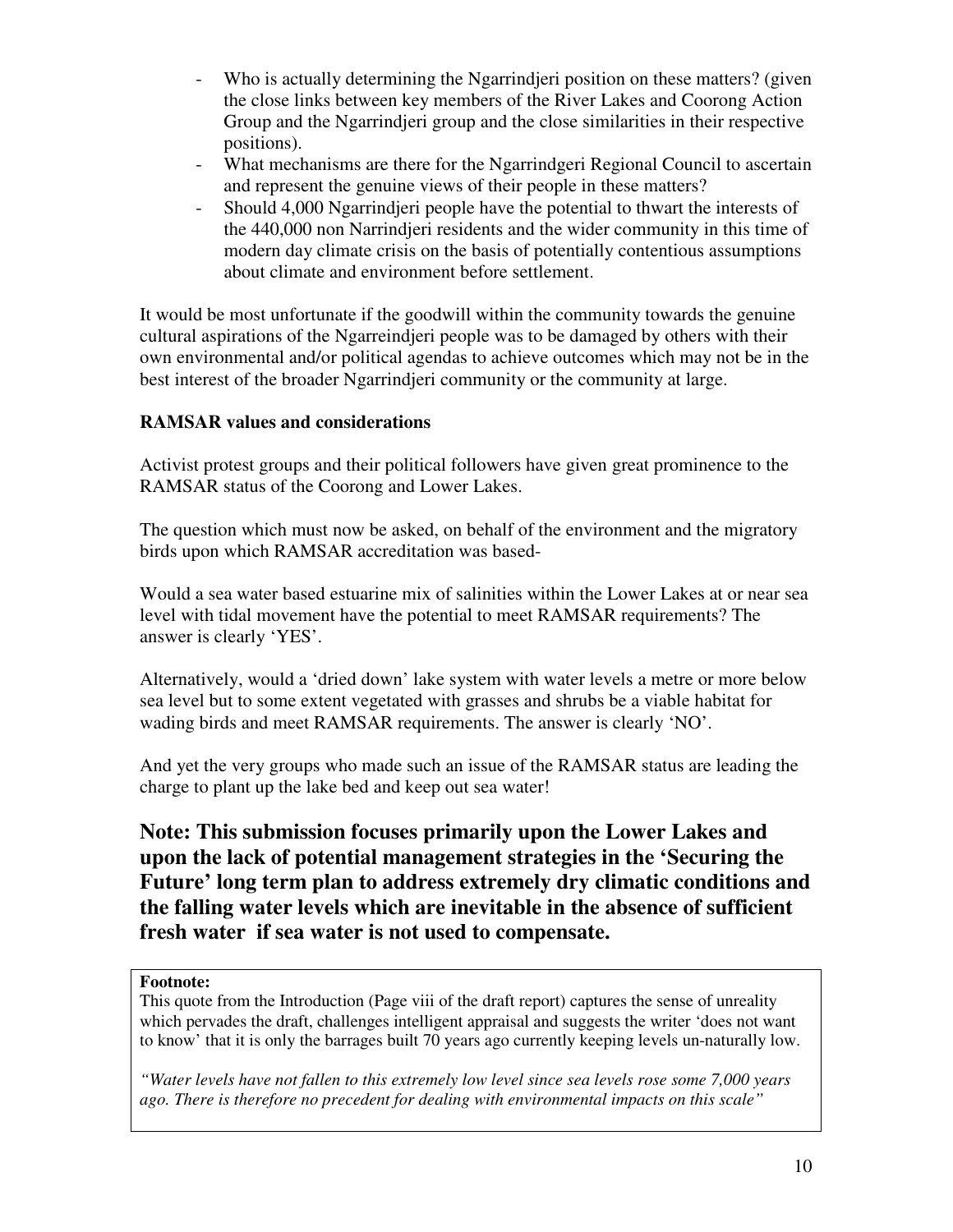- Who is actually determining the Ngarrindjeri position on these matters? (given the close links between key members of the River Lakes and Coorong Action Group and the Ngarrindjeri group and the close similarities in their respective positions).
- What mechanisms are there for the Ngarrindgeri Regional Council to ascertain and represent the genuine views of their people in these matters?
- Should 4,000 Ngarrindjeri people have the potential to thwart the interests of the 440,000 non Narrindjeri residents and the wider community in this time of modern day climate crisis on the basis of potentially contentious assumptions about climate and environment before settlement.

It would be most unfortunate if the goodwill within the community towards the genuine cultural aspirations of the Ngarreindjeri people was to be damaged by others with their own environmental and/or political agendas to achieve outcomes which may not be in the best interest of the broader Ngarrindjeri community or the community at large.

**RAMSAR values and considerations**

Activist protest groups and their political followers have given great prominence to the RAMSAR status of the Coorong and Lower Lakes.

The question which must now be asked, on behalf of the environment and the migratory birds upon which RAMSAR accreditation was based-

Would a sea water based estuarine mix of salinities within the Lower Lakes at or near sea level with tidal movement have the potential to meet RAMSAR requirements? The answer is clearly 'YES'.

Alternatively, would a 'dried down' lake system with water levels a metre or more below sea level but to some extent vegetated with grasses and shrubs be a viable habitat for wading birds and meet RAMSAR requirements. The answer is clearly 'NO'.

And yet the very groups who made such an issue of the RAMSAR status are leading the charge to plant up the lake bed and keep out sea water!

## Note: This submission focuses primarily upon the Lower Lakes and upon the lack of potential management strategies in the 'Securing the Future' long term plan to address extremely dry climatic conditions and the falling water levels which are inevitable in the absence of sufficient fresh water if sea water is not used to compensate.

**Footnote:**
This quote from the Introduction (Page viii of the draft report) captures the sense of unreality which pervades the draft, challenges intelligent appraisal and suggests the writer 'does not want to know' that it is only the barrages built 70 years ago currently keeping levels un-naturally low.

*"Water levels have not fallen to this extremely low level since sea levels rose some 7,000 years ago. There is therefore no precedent for dealing with environmental impacts on this scale"*